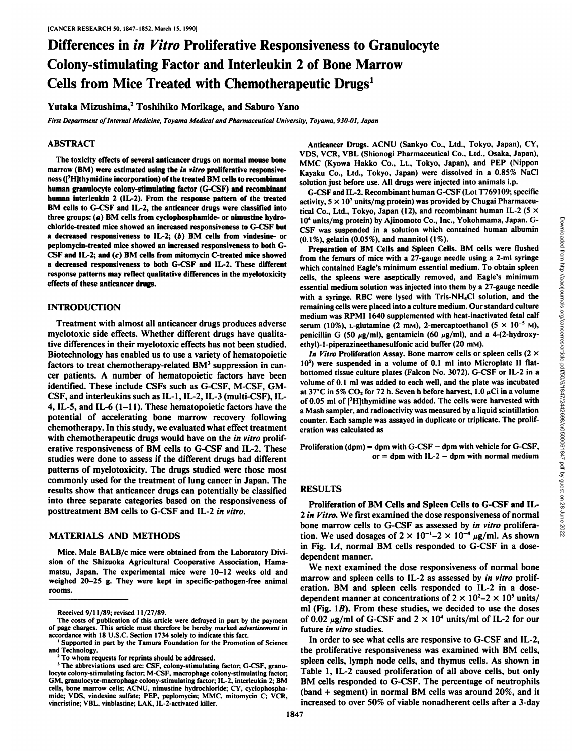# Differences in *in Vitro* Proliferative Responsiveness to Granulocyte Colony-stimulating Factor and Interleukin 2 of Bone Marrow Cells from Mice Treated with Chemotherapeutic Drugs[1]

Yutaka Mizushima,[2] Toshihiko Morikage, and Saburo Yano

*First Department of Internal Medicine, Toyama Medical and Pharmaceutical University, Toyama, 930-01, Japan*

## ABSTRACT

The toxicity effects of several anticancer drugs on normal mouse bone marrow (BM) were estimated using the *in vitro* proliferative responsiveness ([$^3$H]thymidine incorporation) of the treated BM cells to recombinant human granulocyte colony-stimulating factor (G-CSF) and recombinant human interleukin 2 (IL-2). From the response pattern of the treated BM cells to G-CSF and IL-2, the anticancer drugs were classified into three groups: (*a*) BM cells from cyclophosphamide- or nimustine hydrochloride-treated mice showed an increased responsiveness to G-CSF but a decreased responsiveness to IL-2; (*b*) BM cells from vindesine- or peplomycin-treated mice showed an increased responsiveness to both G-CSF and IL-2; and (*c*) BM cells from mitomycin C-treated mice showed a decreased responsiveness to both G-CSF and IL-2. These different response patterns may reflect qualitative differences in the myelotoxicity effects of these anticancer drugs.

## INTRODUCTION

Treatment with almost all anticancer drugs produces adverse myelotoxic side effects. Whether different drugs have qualitative differences in their myelotoxic effects has not been studied. Biotechnology has enabled us to use a variety of hematopoietic factors to treat chemotherapy-related BM[3] suppression in cancer patients. A number of hematopoietic factors have been identified. These include CSFs such as G-CSF, M-CSF, GM-CSF, and interleukins such as IL-1, IL-2, IL-3 (multi-CSF), IL-4, IL-5, and IL-6 (1–11). These hematopoietic factors have the potential of accelerating bone marrow recovery following chemotherapy. In this study, we evaluated what effect treatment with chemotherapeutic drugs would have on the *in vitro* proliferative responsiveness of BM cells to G-CSF and IL-2. These studies were done to assess if the different drugs had different patterns of myelotoxicity. The drugs studied were those most commonly used for the treatment of lung cancer in Japan. The results show that anticancer drugs can potentially be classified into three separate categories based on the responsiveness of posttreatment BM cells to G-CSF and IL-2 *in vitro*.

## MATERIALS AND METHODS

**Mice.** Male BALB/c mice were obtained from the Laboratory Division of the Shizuoka Agricultural Cooperative Association, Hamamatsu, Japan. The experimental mice were 10–12 weeks old and weighed 20–25 g. They were kept in specific-pathogen-free animal rooms.

**Anticancer Drugs.** ACNU (Sankyo Co., Ltd., Tokyo, Japan), CY, VDS, VCR, VBL (Shionogi Pharmaceutical Co., Ltd., Osaka, Japan), MMC (Kyowa Hakko Co., Lt., Tokyo, Japan), and PEP (Nippon Kayaku Co., Ltd., Tokyo, Japan) were dissolved in a 0.85% NaCl solution just before use. All drugs were injected into animals i.p.

**G-CSF and IL-2.** Recombinant human G-CSF (Lot T769109; specific activity, $5 \times 10^7$ units/mg protein) was provided by Chugai Pharmaceutical Co., Ltd., Tokyo, Japan (12), and recombinant human IL-2 ($5 \times 10^4$ units/mg protein) by Ajinomoto Co., Inc., Yokohmama, Japan. G-CSF was suspended in a solution which contained human albumin (0.1%), gelatin (0.05%), and mannitol (1%).

**Preparation of BM Cells and Spleen Cells.** BM cells were flushed from the femurs of mice with a 27-gauge needle using a 2-ml syringe which contained Eagle's minimum essential medium. To obtain spleen cells, the spleens were aseptically removed, and Eagle's minimum essential medium solution was injected into them by a 27-gauge needle with a syringe. RBC were lysed with Tris-$NH_4Cl$ solution, and the remaining cells were placed into a culture medium. Our standard culture medium was RPMI 1640 supplemented with heat-inactivated fetal calf serum (10%), L-glutamine (2 mM), 2-mercaptoethanol ($5 \times 10^{-5}$ M), penicillin G (50 µg/ml), gentamicin (60 µg/ml), and a 4-(2-hydroxyethyl)-1-piperazineethanesulfonic acid buffer (20 mM).

***In Vitro* Proliferation Assay.** Bone marrow cells or spleen cells ($2 \times 10^5$) were suspended in a volume of 0.1 ml into Microplate II flat-bottomed tissue culture plates (Falcon No. 3072). G-CSF or IL-2 in a volume of 0.1 ml was added to each well, and the plate was incubated at 37°C in 5% $CO_2$ for 72 h. Seven h before harvest, 1.0 µCi in a volume of 0.05 ml of [$^3$H]thymidine was added. The cells were harvested with a Mash sampler, and radioactivity was measured by a liquid scintillation counter. Each sample was assayed in duplicate or triplicate. The proliferation was calculated as

$$\text{Proliferation (dpm)} = \text{dpm with G-CSF} - \text{dpm with vehicle for G-CSF,}$$
$$\text{or} = \text{dpm with IL-2} - \text{dpm with normal medium}$$

## RESULTS

**Proliferation of BM Cells and Spleen Cells to G-CSF and IL-2 *in Vitro*.** We first examined the dose responsiveness of normal bone marrow cells to G-CSF as assessed by *in vitro* proliferation. We used dosages of $2 \times 10^{-1}$–$2 \times 10^{-4}$ µg/ml. As shown in Fig. 1*A*, normal BM cells responded to G-CSF in a dose-dependent manner.

We next examined the dose responsiveness of normal bone marrow and spleen cells to IL-2 as assessed by *in vitro* proliferation. BM and spleen cells responded to IL-2 in a dose-dependent manner at concentrations of $2 \times 10^2$–$2 \times 10^5$ units/ml (Fig. 1*B*). From these studies, we decided to use the doses of 0.02 µg/ml of G-CSF and $2 \times 10^4$ units/ml of IL-2 for our future *in vitro* studies.

In order to see what cells are responsive to G-CSF and IL-2, the proliferative responsiveness was examined with BM cells, spleen cells, lymph node cells, and thymus cells. As shown in Table 1, IL-2 caused proliferation of all above cells, but only BM cells responded to G-CSF. The percentage of neutrophils (band + segment) in normal BM cells was around 20%, and it increased to over 50% of viable nonadherent cells after a 3-day

---

Received 9/11/89; revised 11/27/89.

The costs of publication of this article were defrayed in part by the payment of page charges. This article must therefore be hereby marked *advertisement* in accordance with 18 U.S.C. Section 1734 solely to indicate this fact.

[1] Supported in part by the Tamura Foundation for the Promotion of Science and Technology.

[2] To whom requests for reprints should be addressed.

[3] The abbreviations used are: CSF, colony-stimulating factor; G-CSF, granulocyte colony-stimulating factor; M-CSF, macrophage colony-stimulating factor; GM, granulocyte-macrophage colony-stimulating factor; IL-2, interleukin 2; BM cells, bone marrow cells; ACNU, nimustine hydrochloride; CY, cyclophosphamide; VDS, vindesine sulfate; PEP, peplomycin; MMC, mitomycin C; VCR, vincristine; VBL, vinblastine; LAK, IL-2-activated killer.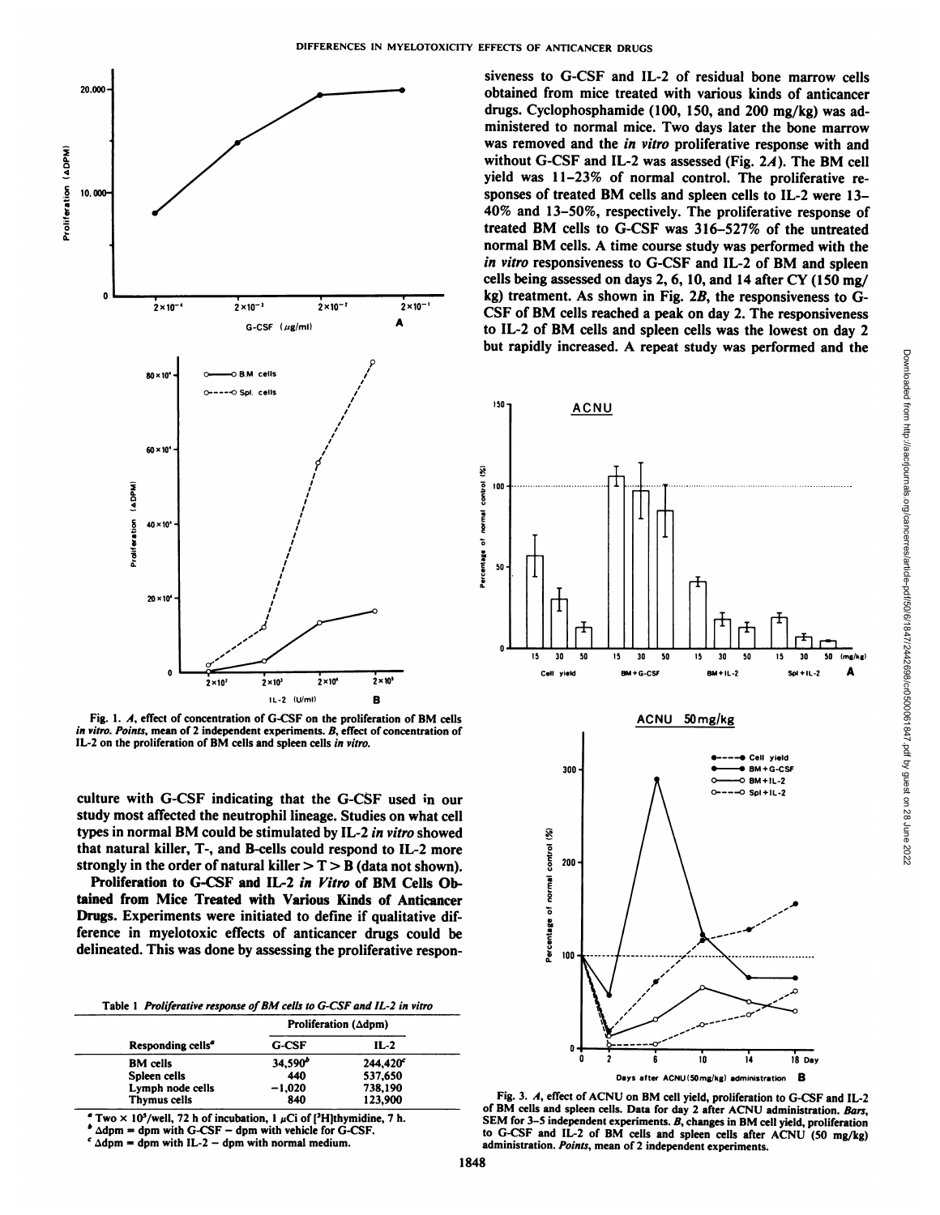culture with G-CSF indicating that the G-CSF used in our study most affected the neutrophil lineage. Studies on what cell types in normal BM could be stimulated by IL-2 *in vitro* showed that natural killer, T-, and B-cells could respond to IL-2 more strongly in the order of natural killer > T > B (data not shown).

**Proliferation to G-CSF and IL-2 *in Vitro* of BM Cells Obtained from Mice Treated with Various Kinds of Anticancer Drugs.** Experiments were initiated to define if qualitative difference in myelotoxic effects of anticancer drugs could be delineated. This was done by assessing the proliferative responsiveness to G-CSF and IL-2 of residual bone marrow cells obtained from mice treated with various kinds of anticancer drugs. Cyclophosphamide (100, 150, and 200 mg/kg) was administered to normal mice. Two days later the bone marrow was removed and the *in vitro* proliferative response with and without G-CSF and IL-2 was assessed (Fig. 2*A*). The BM cell yield was 11–23% of normal control. The proliferative responses of treated BM cells and spleen cells to IL-2 were 13–40% and 13–50%, respectively. The proliferative response of treated BM cells to G-CSF was 316–527% of the untreated normal BM cells. A time course study was performed with the *in vitro* responsiveness to G-CSF and IL-2 of BM and spleen cells being assessed on days 2, 6, 10, and 14 after CY (150 mg/kg) treatment. As shown in Fig. 2*B*, the responsiveness to G-CSF of BM cells reached a peak on day 2. The responsiveness to IL-2 of BM cells and spleen cells was the lowest on day 2 but rapidly increased. A repeat study was performed and the

Fig. 1. *A*, effect of concentration of G-CSF on the proliferation of BM cells *in vitro*. *Points*, mean of 2 independent experiments. *B*, effect of concentration of IL-2 on the proliferation of BM cells and spleen cells *in vitro*.

Table 1 *Proliferative response of BM cells to G-CSF and IL-2 in vitro*

| Responding cells[a] | Proliferation (Δdpm) | |
|---|---|---|
| | G-CSF | IL-2 |
| BM cells | 34,590[b] | 244,420[c] |
| Spleen cells | 440 | 537,650 |
| Lymph node cells | −1,020 | 738,190 |
| Thymus cells | 840 | 123,900 |

[a] Two × $10^5$/well, 72 h of incubation, 1 μCi of [$^3$H]thymidine, 7 h.
[b] Δdpm = dpm with G-CSF − dpm with vehicle for G-CSF.
[c] Δdpm = dpm with IL-2 − dpm with normal medium.

Fig. 3. *A*, effect of ACNU on BM cell yield, proliferation to G-CSF and IL-2 of BM cells and spleen cells. Data for day 2 after ACNU administration. *Bars*, SEM for 3–5 independent experiments. *B*, changes in BM cell yield, proliferation to G-CSF and IL-2 of BM cells and spleen cells after ACNU (50 mg/kg) administration. *Points*, mean of 2 independent experiments.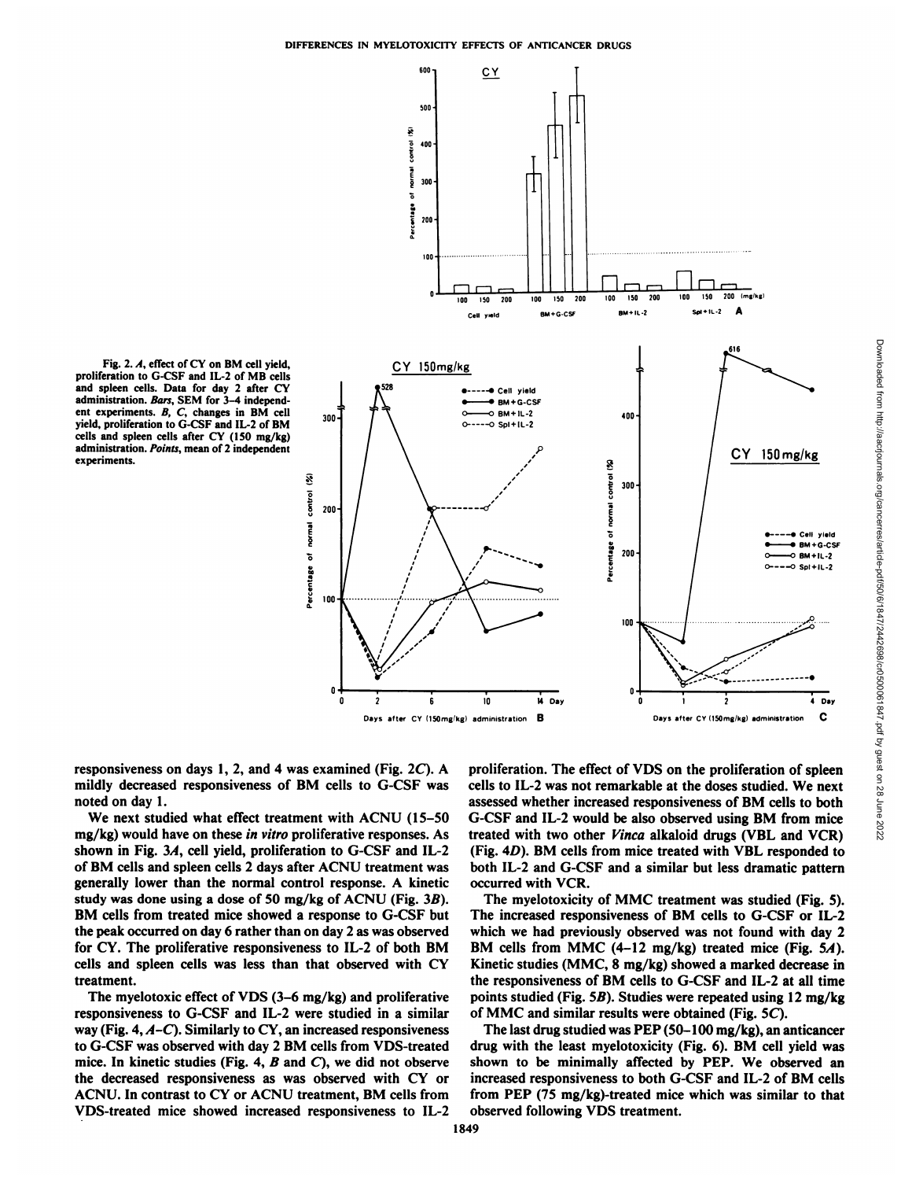Fig. 2. *A*, effect of CY on BM cell yield, proliferation to G-CSF and IL-2 of MB cells and spleen cells. Data for day 2 after CY administration. *Bars*, SEM for 3–4 independent experiments. *B, C*, changes in BM cell yield, proliferation to G-CSF and IL-2 of BM cells and spleen cells after CY (150 mg/kg) administration. *Points*, mean of 2 independent experiments.

responsiveness on days 1, 2, and 4 was examined (Fig. 2*C*). A mildly decreased responsiveness of BM cells to G-CSF was noted on day 1.

We next studied what effect treatment with ACNU (15–50 mg/kg) would have on these *in vitro* proliferative responses. As shown in Fig. 3*A*, cell yield, proliferation to G-CSF and IL-2 of BM cells and spleen cells 2 days after ACNU treatment was generally lower than the normal control response. A kinetic study was done using a dose of 50 mg/kg of ACNU (Fig. 3*B*). BM cells from treated mice showed a response to G-CSF but the peak occurred on day 6 rather than on day 2 as was observed for CY. The proliferative responsiveness to IL-2 of both BM cells and spleen cells was less than that observed with CY treatment.

The myelotoxic effect of VDS (3–6 mg/kg) and proliferative responsiveness to G-CSF and IL-2 were studied in a similar way (Fig. 4, *A–C*). Similarly to CY, an increased responsiveness to G-CSF was observed with day 2 BM cells from VDS-treated mice. In kinetic studies (Fig. 4, *B* and *C*), we did not observe the decreased responsiveness as was observed with CY or ACNU. In contrast to CY or ACNU treatment, BM cells from VDS-treated mice showed increased responsiveness to IL-2 proliferation. The effect of VDS on the proliferation of spleen cells to IL-2 was not remarkable at the doses studied. We next assessed whether increased responsiveness of BM cells to both G-CSF and IL-2 would be also observed using BM from mice treated with two other *Vinca* alkaloid drugs (VBL and VCR) (Fig. 4*D*). BM cells from mice treated with VBL responded to both IL-2 and G-CSF and a similar but less dramatic pattern occurred with VCR.

The myelotoxicity of MMC treatment was studied (Fig. 5). The increased responsiveness of BM cells to G-CSF or IL-2 which we had previously observed was not found with day 2 BM cells from MMC (4–12 mg/kg) treated mice (Fig. 5*A*). Kinetic studies (MMC, 8 mg/kg) showed a marked decrease in the responsiveness of BM cells to G-CSF and IL-2 at all time points studied (Fig. 5*B*). Studies were repeated using 12 mg/kg of MMC and similar results were obtained (Fig. 5*C*).

The last drug studied was PEP (50–100 mg/kg), an anticancer drug with the least myelotoxicity (Fig. 6). BM cell yield was shown to be minimally affected by PEP. We observed an increased responsiveness to both G-CSF and IL-2 of BM cells from PEP (75 mg/kg)-treated mice which was similar to that observed following VDS treatment.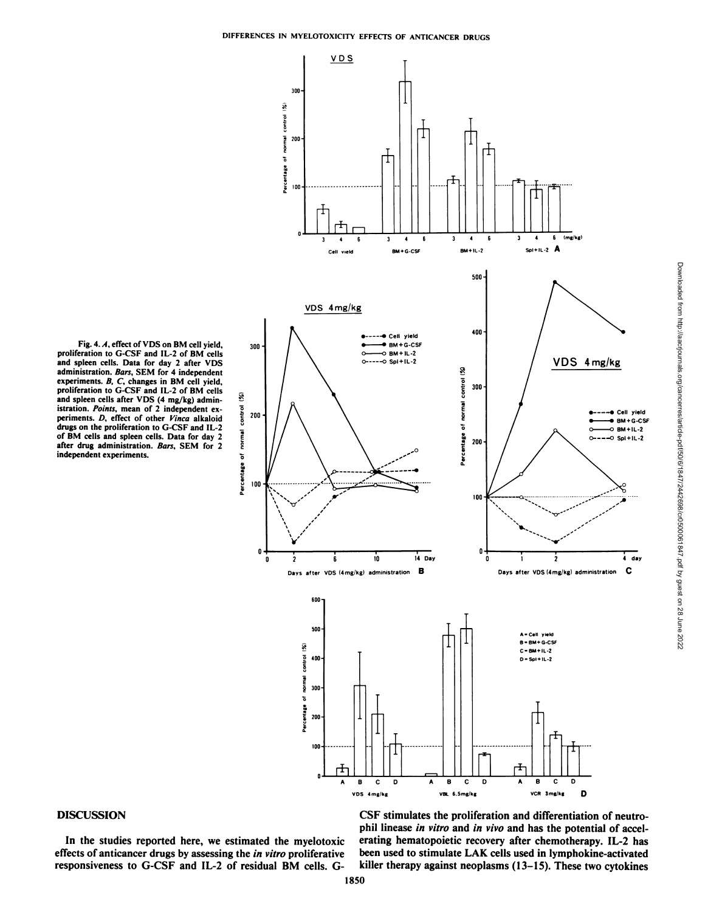Fig. 4. *A*, effect of VDS on BM cell yield, proliferation to G-CSF and IL-2 of BM cells and spleen cells. Data for day 2 after VDS administration. *Bars*, SEM for 4 independent experiments. *B, C*, changes in BM cell yield, proliferation to G-CSF and IL-2 of BM cells and spleen cells after VDS (4 mg/kg) administration. *Points*, mean of 2 independent experiments. *D*, effect of other *Vinca* alkaloid drugs on the proliferation to G-CSF and IL-2 of BM cells and spleen cells. Data for day 2 after drug administration. *Bars*, SEM for 2 independent experiments.

## DISCUSSION

In the studies reported here, we estimated the myelotoxic effects of anticancer drugs by assessing the *in vitro* proliferative responsiveness to G-CSF and IL-2 of residual BM cells. G-CSF stimulates the proliferation and differentiation of neutrophil linease *in vitro* and *in vivo* and has the potential of accelerating hematopoietic recovery after chemotherapy. IL-2 has been used to stimulate LAK cells used in lymphokine-activated killer therapy against neoplasms (13–15). These two cytokines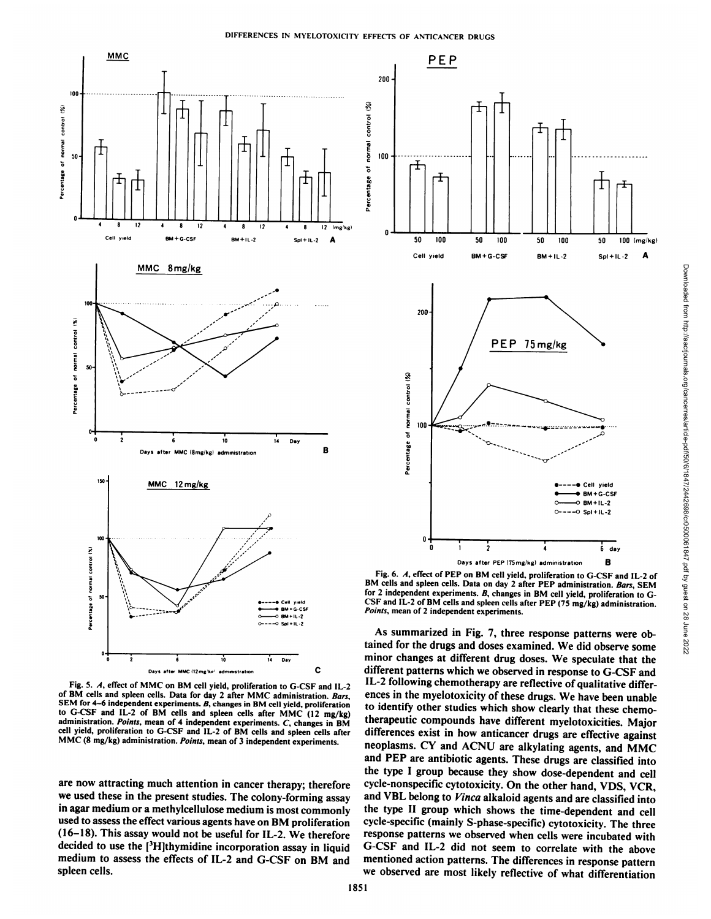Fig. 5. *A*, effect of MMC on BM cell yield, proliferation to G-CSF and IL-2 of BM cells and spleen cells. Data for day 2 after MMC administration. *Bars*, SEM for 4–6 independent experiments. *B*, changes in BM cell yield, proliferation to G-CSF and IL-2 of BM cells and spleen cells after MMC (12 mg/kg) administration. *Points*, mean of 4 independent experiments. *C*, changes in BM cell yield, proliferation to G-CSF and IL-2 of BM cells and spleen cells after MMC (8 mg/kg) administration. *Points*, mean of 3 independent experiments.

Fig. 6. *A*, effect of PEP on BM cell yield, proliferation to G-CSF and IL-2 of BM cells and spleen cells. Data on day 2 after PEP administration. *Bars*, SEM for 2 independent experiments. *B*, changes in BM cell yield, proliferation to G-CSF and IL-2 of BM cells and spleen cells after PEP (75 mg/kg) administration. *Points*, mean of 2 independent experiments.

are now attracting much attention in cancer therapy; therefore we used these in the present studies. The colony-forming assay in agar medium or a methylcellulose medium is most commonly used to assess the effect various agents have on BM proliferation (16–18). This assay would not be useful for IL-2. We therefore decided to use the [$^3$H]thymidine incorporation assay in liquid medium to assess the effects of IL-2 and G-CSF on BM and spleen cells.

As summarized in Fig. 7, three response patterns were obtained for the drugs and doses examined. We did observe some minor changes at different drug doses. We speculate that the different patterns which we observed in response to G-CSF and IL-2 following chemotherapy are reflective of qualitative differences in the myelotoxicity of these drugs. We have been unable to identify other studies which show clearly that these chemotherapeutic compounds have different myelotoxicities. Major differences exist in how anticancer drugs are effective against neoplasms. CY and ACNU are alkylating agents, and MMC and PEP are antibiotic agents. These drugs are classified into the type I group because they show dose-dependent and cell cycle-nonspecific cytotoxicity. On the other hand, VDS, VCR, and VBL belong to *Vinca* alkaloid agents and are classified into the type II group which shows the time-dependent and cell cycle-specific (mainly S-phase-specific) cytotoxicity. The three response patterns we observed when cells were incubated with G-CSF and IL-2 did not seem to correlate with the above mentioned action patterns. The differences in response pattern we observed are most likely reflective of what differentiation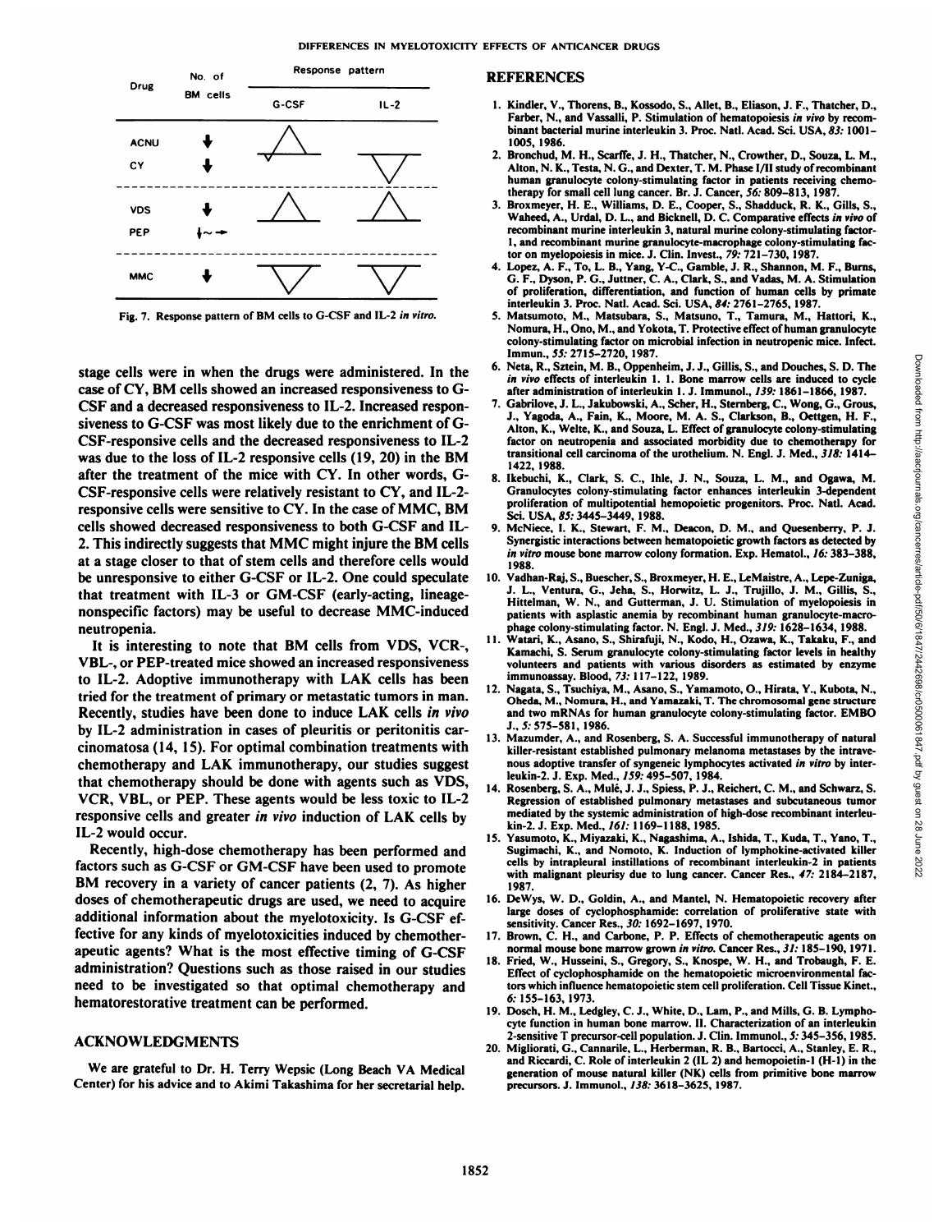Drug

No. of BM cells

Response pattern

G-CSF

IL-2

ACNU

CY

VDS

PEP

MMC

Fig. 7. Response pattern of BM cells to G-CSF and IL-2 *in vitro*.

stage cells were in when the drugs were administered. In the case of CY, BM cells showed an increased responsiveness to G-CSF and a decreased responsiveness to IL-2. Increased responsiveness to G-CSF was most likely due to the enrichment of G-CSF-responsive cells and the decreased responsiveness to IL-2 was due to the loss of IL-2 responsive cells (19, 20) in the BM after the treatment of the mice with CY. In other words, G-CSF-responsive cells were relatively resistant to CY, and IL-2-responsive cells were sensitive to CY. In the case of MMC, BM cells showed decreased responsiveness to both G-CSF and IL-2. This indirectly suggests that MMC might injure the BM cells at a stage closer to that of stem cells and therefore cells would be unresponsive to either G-CSF or IL-2. One could speculate that treatment with IL-3 or GM-CSF (early-acting, lineage-nonspecific factors) may be useful to decrease MMC-induced neutropenia.

It is interesting to note that BM cells from VDS, VCR-, VBL-, or PEP-treated mice showed an increased responsiveness to IL-2. Adoptive immunotherapy with LAK cells has been tried for the treatment of primary or metastatic tumors in man. Recently, studies have been done to induce LAK cells *in vivo* by IL-2 administration in cases of pleuritis or peritonitis carcinomatosa (14, 15). For optimal combination treatments with chemotherapy and LAK immunotherapy, our studies suggest that chemotherapy should be done with agents such as VDS, VCR, VBL, or PEP. These agents would be less toxic to IL-2 responsive cells and greater *in vivo* induction of LAK cells by IL-2 would occur.

Recently, high-dose chemotherapy has been performed and factors such as G-CSF or GM-CSF have been used to promote BM recovery in a variety of cancer patients (2, 7). As higher doses of chemotherapeutic drugs are used, we need to acquire additional information about the myelotoxicity. Is G-CSF effective for any kinds of myelotoxicities induced by chemotherapeutic agents? What is the most effective timing of G-CSF administration? Questions such as those raised in our studies need to be investigated so that optimal chemotherapy and hematorestorative treatment can be performed.

## ACKNOWLEDGMENTS

We are grateful to Dr. H. Terry Wepsic (Long Beach VA Medical Center) for his advice and to Akimi Takashima for her secretarial help.

## REFERENCES

1. Kindler, V., Thorens, B., Kossodo, S., Allet, B., Eliason, J. F., Thatcher, D., Farber, N., and Vassalli, P. Stimulation of hematopoiesis *in vivo* by recombinant bacterial murine interleukin 3. Proc. Natl. Acad. Sci. USA, *83:* 1001–1005, 1986.
2. Bronchud, M. H., Scarffe, J. H., Thatcher, N., Crowther, D., Souza, L. M., Alton, N. K., Testa, N. G., and Dexter, T. M. Phase I/II study of recombinant human granulocyte colony-stimulating factor in patients receiving chemotherapy for small cell lung cancer. Br. J. Cancer, *56:* 809–813, 1987.
3. Broxmeyer, H. E., Williams, D. E., Cooper, S., Shadduck, R. K., Gills, S., Waheed, A., Urdal, D. L., and Bicknell, D. C. Comparative effects *in vivo* of recombinant murine interleukin 3, natural murine colony-stimulating factor-1, and recombinant murine granulocyte-macrophage colony-stimulating factor on myelopoiesis in mice. J. Clin. Invest., *79:* 721–730, 1987.
4. Lopez, A. F., To, L. B., Yang, Y-C., Gamble, J. R., Shannon, M. F., Burns, G. F., Dyson, P. G., Juttner, C. A., Clark, S., and Vadas, M. A. Stimulation of proliferation, differentiation, and function of human cells by primate interleukin 3. Proc. Natl. Acad. Sci. USA, *84:* 2761–2765, 1987.
5. Matsumoto, M., Matsubara, S., Matsuno, T., Tamura, M., Hattori, K., Nomura, H., Ono, M., and Yokota, T. Protective effect of human granulocyte colony-stimulating factor on microbial infection in neutropenic mice. Infect. Immun., *55:* 2715–2720, 1987.
6. Neta, R., Sztein, M. B., Oppenheim, J. J., Gillis, S., and Douches, S. D. The *in vivo* effects of interleukin 1. 1. Bone marrow cells are induced to cycle after administration of interleukin 1. J. Immunol., *139:* 1861–1866, 1987.
7. Gabrilove, J. L., Jakubowski, A., Scher, H., Sternberg, C., Wong, G., Grous, J., Yagoda, A., Fain, K., Moore, M. A. S., Clarkson, B., Oettgen, H. F., Alton, K., Welte, K., and Souza, L. Effect of granulocyte colony-stimulating factor on neutropenia and associated morbidity due to chemotherapy for transitional cell carcinoma of the urothelium. N. Engl. J. Med., *318:* 1414–1422, 1988.
8. Ikebuchi, K., Clark, S. C., Ihle, J. N., Souza, L. M., and Ogawa, M. Granulocytes colony-stimulating factor enhances interleukin 3-dependent proliferation of multipotential hemopoietic progenitors. Proc. Natl. Acad. Sci. USA, *85:* 3445–3449, 1988.
9. McNiece, I. K., Stewart, F. M., Deacon, D. M., and Quesenberry, P. J. Synergistic interactions between hematopoietic growth factors as detected by *in vitro* mouse bone marrow colony formation. Exp. Hematol., *16:* 383–388, 1988.
10. Vadhan-Raj, S., Buescher, S., Broxmeyer, H. E., LeMaistre, A., Lepe-Zuniga, J. L., Ventura, G., Jeha, S., Horwitz, L. J., Trujillo, J. M., Gillis, S., Hittelman, W. N., and Gutterman, J. U. Stimulation of myelopoiesis in patients with asplastic anemia by recombinant human granulocyte-macrophage colony-stimulating factor. N. Engl. J. Med., *319:* 1628–1634, 1988.
11. Watari, K., Asano, S., Shirafuji, N., Kodo, H., Ozawa, K., Takaku, F., and Kamachi, S. Serum granulocyte colony-stimulating factor levels in healthy volunteers and patients with various disorders as estimated by enzyme immunoassay. Blood, *73:* 117–122, 1989.
12. Nagata, S., Tsuchiya, M., Asano, S., Yamamoto, O., Hirata, Y., Kubota, N., Oheda, M., Nomura, H., and Yamazaki, T. The chromosomal gene structure and two mRNAs for human granulocyte colony-stimulating factor. EMBO J., *5:* 575–581, 1986.
13. Mazumder, A., and Rosenberg, S. A. Successful immunotherapy of natural killer-resistant established pulmonary melanoma metastases by the intravenous adoptive transfer of syngeneic lymphocytes activated *in vitro* by interleukin-2. J. Exp. Med., *159:* 495–507, 1984.
14. Rosenberg, S. A., Mulé, J. J., Spiess, P. J., Reichert, C. M., and Schwarz, S. Regression of established pulmonary metastases and subcutaneous tumor mediated by the systemic administration of high-dose recombinant interleukin-2. J. Exp. Med., *161:* 1169–1188, 1985.
15. Yasumoto, K., Miyazaki, K., Nagashima, A., Ishida, T., Kuda, T., Yano, T., Sugimachi, K., and Nomoto, K. Induction of lymphokine-activated killer cells by intrapleural instillations of recombinant interleukin-2 in patients with malignant pleurisy due to lung cancer. Cancer Res., *47:* 2184–2187, 1987.
16. DeWys, W. D., Goldin, A., and Mantel, N. Hematopoietic recovery after large doses of cyclophosphamide: correlation of proliferative state with sensitivity. Cancer Res., *30:* 1692–1697, 1970.
17. Brown, C. H., and Carbone, P. P. Effects of chemotherapeutic agents on normal mouse bone marrow grown *in vitro*. Cancer Res., *31:* 185–190, 1971.
18. Fried, W., Husseini, S., Gregory, S., Knospe, W. H., and Trobaugh, F. E. Effect of cyclophosphamide on the hematopoietic microenvironmental factors which influence hematopoietic stem cell proliferation. Cell Tissue Kinet., *6:* 155–163, 1973.
19. Dosch, H. M., Ledgley, C. J., White, D., Lam, P., and Mills, G. B. Lymphocyte function in human bone marrow. II. Characterization of an interleukin 2-sensitive T precursor-cell population. J. Clin. Immunol., *5:* 345–356, 1985.
20. Migliorati, G., Cannarile, L., Herberman, R. B., Bartocci, A., Stanley, E. R., and Riccardi, C. Role of interleukin 2 (IL 2) and hemopoietin-1 (H-1) in the generation of mouse natural killer (NK) cells from primitive bone marrow precursors. J. Immunol., *138:* 3618–3625, 1987.